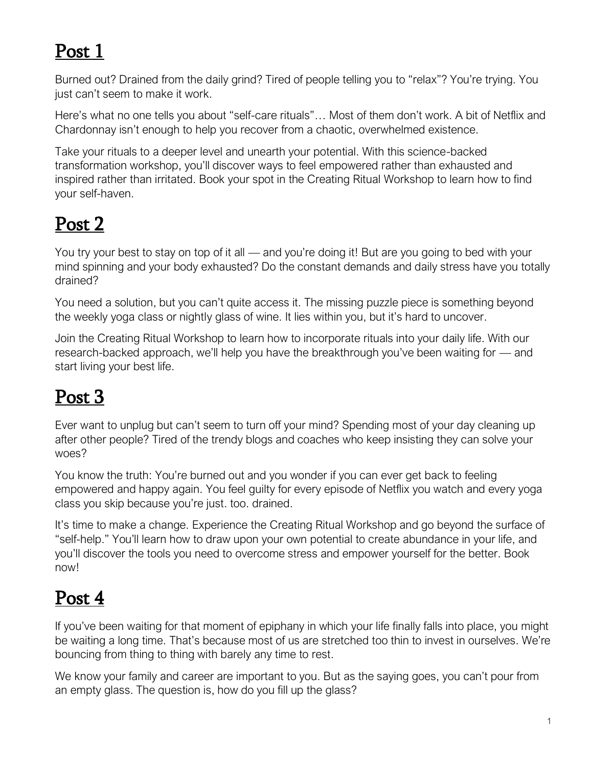# Post 1

Burned out? Drained from the daily grind? Tired of people telling you to "relax"? You're trying. You just can't seem to make it work.

Here's what no one tells you about "self-care rituals"… Most of them don't work. A bit of Netflix and Chardonnay isn't enough to help you recover from a chaotic, overwhelmed existence.

Take your rituals to a deeper level and unearth your potential. With this science-backed transformation workshop, you'll discover ways to feel empowered rather than exhausted and inspired rather than irritated. Book your spot in the Creating Ritual Workshop to learn how to find your self-haven.

# Post 2

You try your best to stay on top of it all — and you're doing it! But are you going to bed with your mind spinning and your body exhausted? Do the constant demands and daily stress have you totally drained?

You need a solution, but you can't quite access it. The missing puzzle piece is something beyond the weekly yoga class or nightly glass of wine. It lies within you, but it's hard to uncover.

Join the Creating Ritual Workshop to learn how to incorporate rituals into your daily life. With our research-backed approach, we'll help you have the breakthrough you've been waiting for — and start living your best life.

# Post 3

Ever want to unplug but can't seem to turn off your mind? Spending most of your day cleaning up after other people? Tired of the trendy blogs and coaches who keep insisting they can solve your woes?

You know the truth: You're burned out and you wonder if you can ever get back to feeling empowered and happy again. You feel guilty for every episode of Netflix you watch and every yoga class you skip because you're just. too. drained.

It's time to make a change. Experience the Creating Ritual Workshop and go beyond the surface of "self-help." You'll learn how to draw upon your own potential to create abundance in your life, and you'll discover the tools you need to overcome stress and empower yourself for the better. Book now!

# Post 4

If you've been waiting for that moment of epiphany in which your life finally falls into place, you might be waiting a long time. That's because most of us are stretched too thin to invest in ourselves. We're bouncing from thing to thing with barely any time to rest.

We know your family and career are important to you. But as the saying goes, you can't pour from an empty glass. The question is, how do you fill up the glass?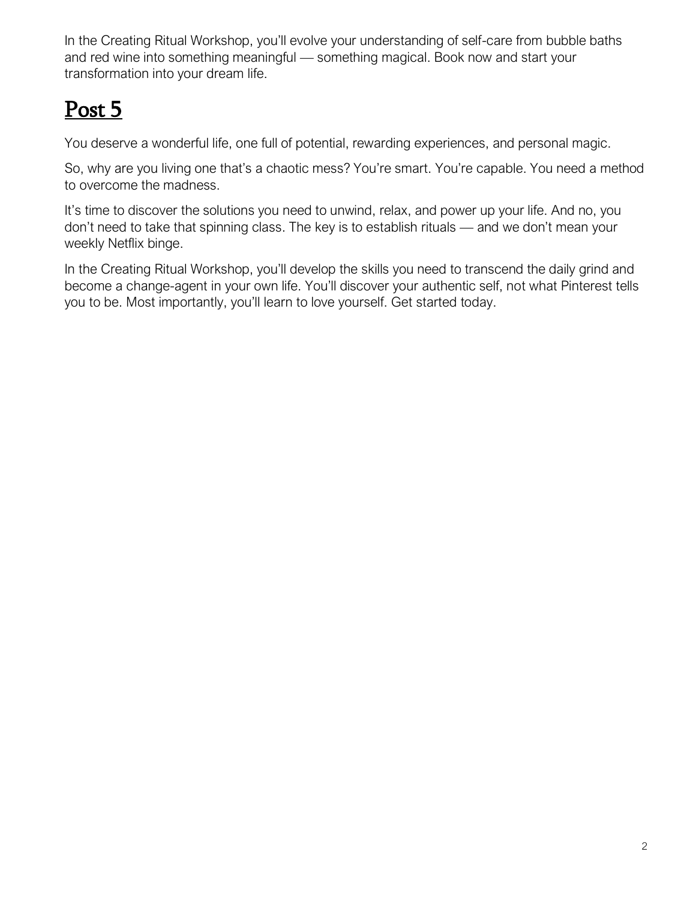In the Creating Ritual Workshop, you'll evolve your understanding of self-care from bubble baths and red wine into something meaningful — something magical. Book now and start your transformation into your dream life.

## Post 5

You deserve a wonderful life, one full of potential, rewarding experiences, and personal magic.

So, why are you living one that's a chaotic mess? You're smart. You're capable. You need a method to overcome the madness.

It's time to discover the solutions you need to unwind, relax, and power up your life. And no, you don't need to take that spinning class. The key is to establish rituals — and we don't mean your weekly Netflix binge.

In the Creating Ritual Workshop, you'll develop the skills you need to transcend the daily grind and become a change-agent in your own life. You'll discover your authentic self, not what Pinterest tells you to be. Most importantly, you'll learn to love yourself. Get started today.